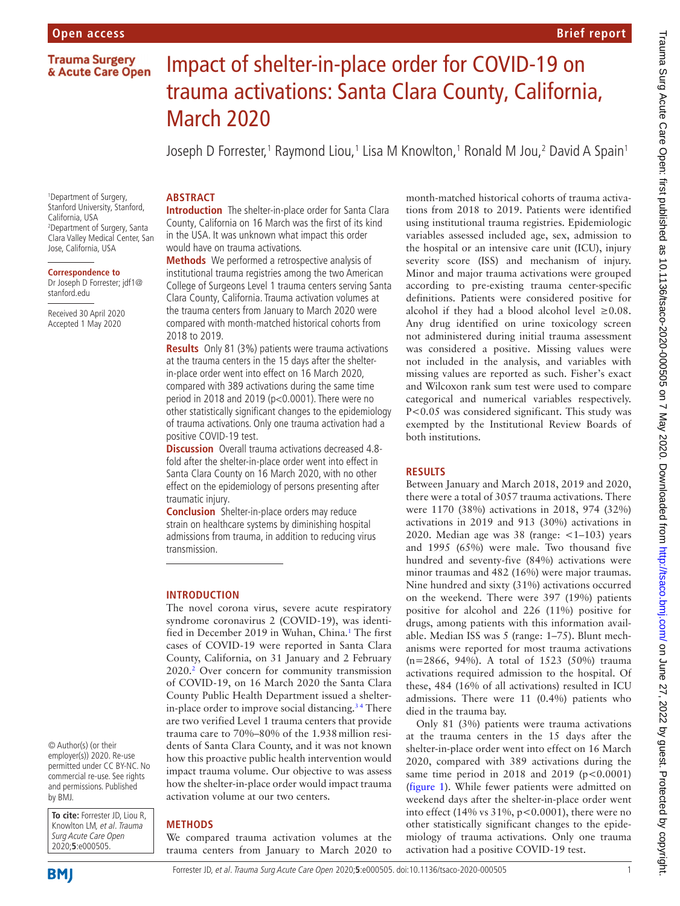# Impact of shelter-in-place order for COVID-19 on trauma activations: Santa Clara County, California, March 2020

Joseph D Forrester,[1] Raymond Liou,[1] Lisa M Knowlton,[1] Ronald M Jou,[2] David A Spain[1]

[1]Department of Surgery, Stanford University, Stanford, California, USA
[2]Department of Surgery, Santa Clara Valley Medical Center, San Jose, California, USA

**Correspondence to**
Dr Joseph D Forrester; jdf1@stanford.edu

Received 30 April 2020
Accepted 1 May 2020

## ABSTRACT

**Introduction** The shelter-in-place order for Santa Clara County, California on 16 March was the first of its kind in the USA. It was unknown what impact this order would have on trauma activations.

**Methods** We performed a retrospective analysis of institutional trauma registries among the two American College of Surgeons Level 1 trauma centers serving Santa Clara County, California. Trauma activation volumes at the trauma centers from January to March 2020 were compared with month-matched historical cohorts from 2018 to 2019.

**Results** Only 81 (3%) patients were trauma activations at the trauma centers in the 15 days after the shelter-in-place order went into effect on 16 March 2020, compared with 389 activations during the same time period in 2018 and 2019 (p<0.0001). There were no other statistically significant changes to the epidemiology of trauma activations. Only one trauma activation had a positive COVID-19 test.

**Discussion** Overall trauma activations decreased 4.8-fold after the shelter-in-place order went into effect in Santa Clara County on 16 March 2020, with no other effect on the epidemiology of persons presenting after traumatic injury.

**Conclusion** Shelter-in-place orders may reduce strain on healthcare systems by diminishing hospital admissions from trauma, in addition to reducing virus transmission.

## INTRODUCTION

The novel corona virus, severe acute respiratory syndrome coronavirus 2 (COVID-19), was identified in December 2019 in Wuhan, China.[1] The first cases of COVID-19 were reported in Santa Clara County, California, on 31 January and 2 February 2020.[2] Over concern for community transmission of COVID-19, on 16 March 2020 the Santa Clara County Public Health Department issued a shelter-in-place order to improve social distancing.[3,4] There are two verified Level 1 trauma centers that provide trauma care to 70%–80% of the 1.938 million residents of Santa Clara County, and it was not known how this proactive public health intervention would impact trauma volume. Our objective to was assess how the shelter-in-place order would impact trauma activation volume at our two centers.

## METHODS

We compared trauma activation volumes at the trauma centers from January to March 2020 to month-matched historical cohorts of trauma activations from 2018 to 2019. Patients were identified using institutional trauma registries. Epidemiologic variables assessed included age, sex, admission to the hospital or an intensive care unit (ICU), injury severity score (ISS) and mechanism of injury. Minor and major trauma activations were grouped according to pre-existing trauma center-specific definitions. Patients were considered positive for alcohol if they had a blood alcohol level ≥0.08. Any drug identified on urine toxicology screen not administered during initial trauma assessment was considered a positive. Missing values were not included in the analysis, and variables with missing values are reported as such. Fisher's exact and Wilcoxon rank sum test were used to compare categorical and numerical variables respectively. P<0.05 was considered significant. This study was exempted by the Institutional Review Boards of both institutions.

## RESULTS

Between January and March 2018, 2019 and 2020, there were a total of 3057 trauma activations. There were 1170 (38%) activations in 2018, 974 (32%) activations in 2019 and 913 (30%) activations in 2020. Median age was 38 (range: <1–103) years and 1995 (65%) were male. Two thousand five hundred and seventy-five (84%) activations were minor traumas and 482 (16%) were major traumas. Nine hundred and sixty (31%) activations occurred on the weekend. There were 397 (19%) patients positive for alcohol and 226 (11%) positive for drugs, among patients with this information available. Median ISS was 5 (range: 1–75). Blunt mechanisms were reported for most trauma activations (n=2866, 94%). A total of 1523 (50%) trauma activations required admission to the hospital. Of these, 484 (16% of all activations) resulted in ICU admissions. There were 11 (0.4%) patients who died in the trauma bay.

Only 81 (3%) patients were trauma activations at the trauma centers in the 15 days after the shelter-in-place order went into effect on 16 March 2020, compared with 389 activations during the same time period in 2018 and 2019 (p<0.0001) (figure 1). While fewer patients were admitted on weekend days after the shelter-in-place order went into effect (14% vs 31%, p<0.0001), there were no other statistically significant changes to the epidemiology of trauma activations. Only one trauma activation had a positive COVID-19 test.

© Author(s) (or their employer(s)) 2020. Re-use permitted under CC BY-NC. No commercial re-use. See rights and permissions. Published by BMJ.

**To cite:** Forrester JD, Liou R, Knowlton LM, *et al*. *Trauma Surg Acute Care Open* 2020;**5**:e000505.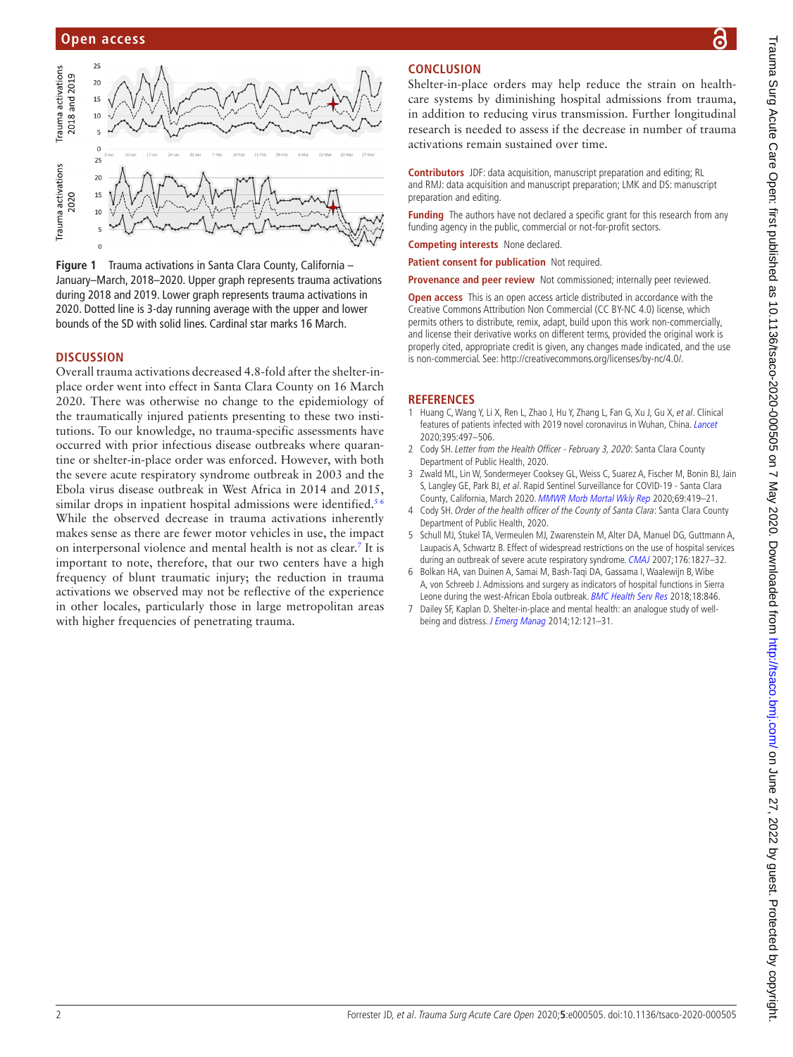Trauma activations 2018 and 2019

25
20
15
10
5
0

3-Jan 10-Jan 17-Jan 24-Jan 31-Jan 7-Feb 14-Feb 21-Feb 28-Feb 6-Mar 13-Mar 20-Mar 27-Mar

Trauma activations 2020

25
20
15
10
5
0

Figure 1 Trauma activations in Santa Clara County, California – January–March, 2018–2020. Upper graph represents trauma activations during 2018 and 2019. Lower graph represents trauma activations in 2020. Dotted line is 3-day running average with the upper and lower bounds of the SD with solid lines. Cardinal star marks 16 March.

## DISCUSSION

Overall trauma activations decreased 4.8-fold after the shelter-in-place order went into effect in Santa Clara County on 16 March 2020. There was otherwise no change to the epidemiology of the traumatically injured patients presenting to these two institutions. To our knowledge, no trauma-specific assessments have occurred with prior infectious disease outbreaks where quarantine or shelter-in-place order was enforced. However, with both the severe acute respiratory syndrome outbreak in 2003 and the Ebola virus disease outbreak in West Africa in 2014 and 2015, similar drops in inpatient hospital admissions were identified.[5 6] While the observed decrease in trauma activations inherently makes sense as there are fewer motor vehicles in use, the impact on interpersonal violence and mental health is not as clear.[7] It is important to note, therefore, that our two centers have a high frequency of blunt traumatic injury; the reduction in trauma activations we observed may not be reflective of the experience in other locales, particularly those in large metropolitan areas with higher frequencies of penetrating trauma.

## CONCLUSION

Shelter-in-place orders may help reduce the strain on healthcare systems by diminishing hospital admissions from trauma, in addition to reducing virus transmission. Further longitudinal research is needed to assess if the decrease in number of trauma activations remain sustained over time.

**Contributors** JDF: data acquisition, manuscript preparation and editing; RL and RMJ: data acquisition and manuscript preparation; LMK and DS: manuscript preparation and editing.

**Funding** The authors have not declared a specific grant for this research from any funding agency in the public, commercial or not-for-profit sectors.

**Competing interests** None declared.

**Patient consent for publication** Not required.

**Provenance and peer review** Not commissioned; internally peer reviewed.

**Open access** This is an open access article distributed in accordance with the Creative Commons Attribution Non Commercial (CC BY-NC 4.0) license, which permits others to distribute, remix, adapt, build upon this work non-commercially, and license their derivative works on different terms, provided the original work is properly cited, appropriate credit is given, any changes made indicated, and the use is non-commercial. See: http://creativecommons.org/licenses/by-nc/4.0/.

## REFERENCES

1. Huang C, Wang Y, Li X, Ren L, Zhao J, Hu Y, Zhang L, Fan G, Xu J, Gu X, *et al*. Clinical features of patients infected with 2019 novel coronavirus in Wuhan, China. *Lancet* 2020;395:497–506.
2. Cody SH. *Letter from the Health Officer - February 3, 2020*: Santa Clara County Department of Public Health, 2020.
3. Zwald ML, Lin W, Sondermeyer Cooksey GL, Weiss C, Suarez A, Fischer M, Bonin BJ, Jain S, Langley GE, Park BJ, *et al*. Rapid Sentinel Surveillance for COVID-19 - Santa Clara County, California, March 2020. *MMWR Morb Mortal Wkly Rep* 2020;69:419–21.
4. Cody SH. *Order of the health officer of the County of Santa Clara*: Santa Clara County Department of Public Health, 2020.
5. Schull MJ, Stukel TA, Vermeulen MJ, Zwarenstein M, Alter DA, Manuel DG, Guttmann A, Laupacis A, Schwartz B. Effect of widespread restrictions on the use of hospital services during an outbreak of severe acute respiratory syndrome. *CMAJ* 2007;176:1827–32.
6. Bolkan HA, van Duinen A, Samai M, Bash-Taqi DA, Gassama I, Waalewijn B, Wibe A, von Schreeb J. Admissions and surgery as indicators of hospital functions in Sierra Leone during the west-African Ebola outbreak. *BMC Health Serv Res* 2018;18:846.
7. Dailey SF, Kaplan D. Shelter-in-place and mental health: an analogue study of well-being and distress. *J Emerg Manag* 2014;12:121–31.